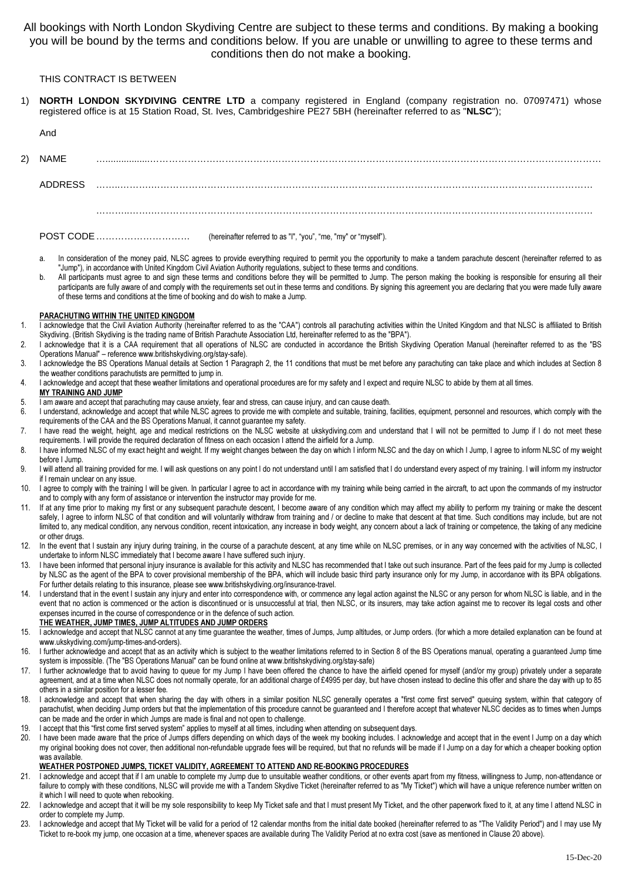All bookings with North London Skydiving Centre are subject to these terms and conditions. By making a booking you will be bound by the terms and conditions below. If you are unable or unwilling to agree to these terms and conditions then do not make a booking.

THIS CONTRACT IS BETWEEN

1) **NORTH LONDON SKYDIVING CENTRE LTD** a company registered in England (company registration no. 07097471) whose registered office is at 15 Station Road, St. Ives, Cambridgeshire PE27 5BH (hereinafter referred to as "**NLSC**");

And

2) NAME ……………………………………………………………………………………………………………………………

ADDRESS ……………………………………………………………………………………………………………………………

……………………………………………………………………………………………………………………………

POST CODE ………………………… (hereinafter referred to as "I", "you", "me, "my" or "myself").

a. In consideration of the money paid, NLSC agrees to provide everything required to permit you the opportunity to make a tandem parachute descent (hereinafter referred to as "Jump"), in accordance with United Kingdom Civil Aviation Authority regulations, subject to these terms and conditions.

b. All participants must agree to and sign these terms and conditions before they will be permitted to Jump. The person making the booking is responsible for ensuring all their participants are fully aware of and comply with the requirements set out in these terms and conditions. By signing this agreement you are declaring that you were made fully aware of these terms and conditions at the time of booking and do wish to make a Jump.

**PARACHUTING WITHIN THE UNITED KINGDOM**

1. I acknowledge that the Civil Aviation Authority (hereinafter referred to as the "CAA") controls all parachuting activities within the United Kingdom and that NLSC is affiliated to British Skydiving. (British Skydiving is the trading name of British Parachute Association Ltd, hereinafter referred to as the "BPA").
2. I acknowledge that it is a CAA requirement that all operations of NLSC are conducted in accordance the British Skydiving Operation Manual (hereinafter referred to as the "BS Operations Manual" – reference www.britishskydiving.org/stay-safe).
3. I acknowledge the BS Operations Manual details at Section 1 Paragraph 2, the 11 conditions that must be met before any parachuting can take place and which includes at Section 8 the weather conditions parachutists are permitted to jump in.
4. I acknowledge and accept that these weather limitations and operational procedures are for my safety and I expect and require NLSC to abide by them at all times.

**MY TRAINING AND JUMP**

5. I am aware and accept that parachuting may cause anxiety, fear and stress, can cause injury, and can cause death.
6. I understand, acknowledge and accept that while NLSC agrees to provide me with complete and suitable, training, facilities, equipment, personnel and resources, which comply with the requirements of the CAA and the BS Operations Manual, it cannot guarantee my safety.
7. I have read the weight, height, age and medical restrictions on the NLSC website at ukskydiving.com and understand that I will not be permitted to Jump if I do not meet these requirements. I will provide the required declaration of fitness on each occasion I attend the airfield for a Jump.
8. I have informed NLSC of my exact height and weight. If my weight changes between the day on which I inform NLSC and the day on which I Jump, I agree to inform NLSC of my weight before I Jump.
9. I will attend all training provided for me. I will ask questions on any point I do not understand until I am satisfied that I do understand every aspect of my training. I will inform my instructor if I remain unclear on any issue.
10. I agree to comply with the training I will be given. In particular I agree to act in accordance with my training while being carried in the aircraft, to act upon the commands of my instructor and to comply with any form of assistance or intervention the instructor may provide for me.
11. If at any time prior to making my first or any subsequent parachute descent, I become aware of any condition which may affect my ability to perform my training or make the descent safely, I agree to inform NLSC of that condition and will voluntarily withdraw from training and / or decline to make that descent at that time. Such conditions may include, but are not limited to, any medical condition, any nervous condition, recent intoxication, any increase in body weight, any concern about a lack of training or competence, the taking of any medicine or other drugs.
12. In the event that I sustain any injury during training, in the course of a parachute descent, at any time while on NLSC premises, or in any way concerned with the activities of NLSC, I undertake to inform NLSC immediately that I become aware I have suffered such injury.
13. I have been informed that personal injury insurance is available for this activity and NLSC has recommended that I take out such insurance. Part of the fees paid for my Jump is collected by NLSC as the agent of the BPA to cover provisional membership of the BPA, which will include basic third party insurance only for my Jump, in accordance with its BPA obligations. For further details relating to this insurance, please see www.britishskydiving.org/insurance-travel.
14. I understand that in the event I sustain any injury and enter into correspondence with, or commence any legal action against the NLSC or any person for whom NLSC is liable, and in the event that no action is commenced or the action is discontinued or is unsuccessful at trial, then NLSC, or its insurers, may take action against me to recover its legal costs and other expenses incurred in the course of correspondence or in the defence of such action.

**THE WEATHER, JUMP TIMES, JUMP ALTITUDES AND JUMP ORDERS**

15. I acknowledge and accept that NLSC cannot at any time guarantee the weather, times of Jumps, Jump altitudes, or Jump orders. (for which a more detailed explanation can be found at www.ukskydiving.com/jump-times-and-orders).
16. I further acknowledge and accept that as an activity which is subject to the weather limitations referred to in Section 8 of the BS Operations manual, operating a guaranteed Jump time system is impossible. (The "BS Operations Manual" can be found online at www.britishskydiving.org/stay-safe)
17. I further acknowledge that to avoid having to queue for my Jump I have been offered the chance to have the airfield opened for myself (and/or my group) privately under a separate agreement, and at a time when NLSC does not normally operate, for an additional charge of £4995 per day, but have chosen instead to decline this offer and share the day with up to 85 others in a similar position for a lesser fee.
18. I acknowledge and accept that when sharing the day with others in a similar position NLSC generally operates a "first come first served" queuing system, within that category of parachutist, when deciding Jump orders but that the implementation of this procedure cannot be guaranteed and I therefore accept that whatever NLSC decides as to times when Jumps can be made and the order in which Jumps are made is final and not open to challenge.
19. I accept that this "first come first served system" applies to myself at all times, including when attending on subsequent days.
20. I have been made aware that the price of Jumps differs depending on which days of the week my booking includes. I acknowledge and accept that in the event I Jump on a day which my original booking does not cover, then additional non-refundable upgrade fees will be required, but that no refunds will be made if I Jump on a day for which a cheaper booking option was available.

**WEATHER POSTPONED JUMPS, TICKET VALIDITY, AGREEMENT TO ATTEND AND RE-BOOKING PROCEDURES**

21. I acknowledge and accept that if I am unable to complete my Jump due to unsuitable weather conditions, or other events apart from my fitness, willingness to Jump, non-attendance or failure to comply with these conditions, NLSC will provide me with a Tandem Skydive Ticket (hereinafter referred to as "My Ticket") which will have a unique reference number written on it which I will need to quote when rebooking.
22. I acknowledge and accept that it will be my sole responsibility to keep My Ticket safe and that I must present My Ticket, and the other paperwork fixed to it, at any time I attend NLSC in order to complete my Jump.
23. I acknowledge and accept that My Ticket will be valid for a period of 12 calendar months from the initial date booked (hereinafter referred to as "The Validity Period") and I may use My Ticket to re-book my jump, one occasion at a time, whenever spaces are available during The Validity Period at no extra cost (save as mentioned in Clause 20 above).

15-Dec-20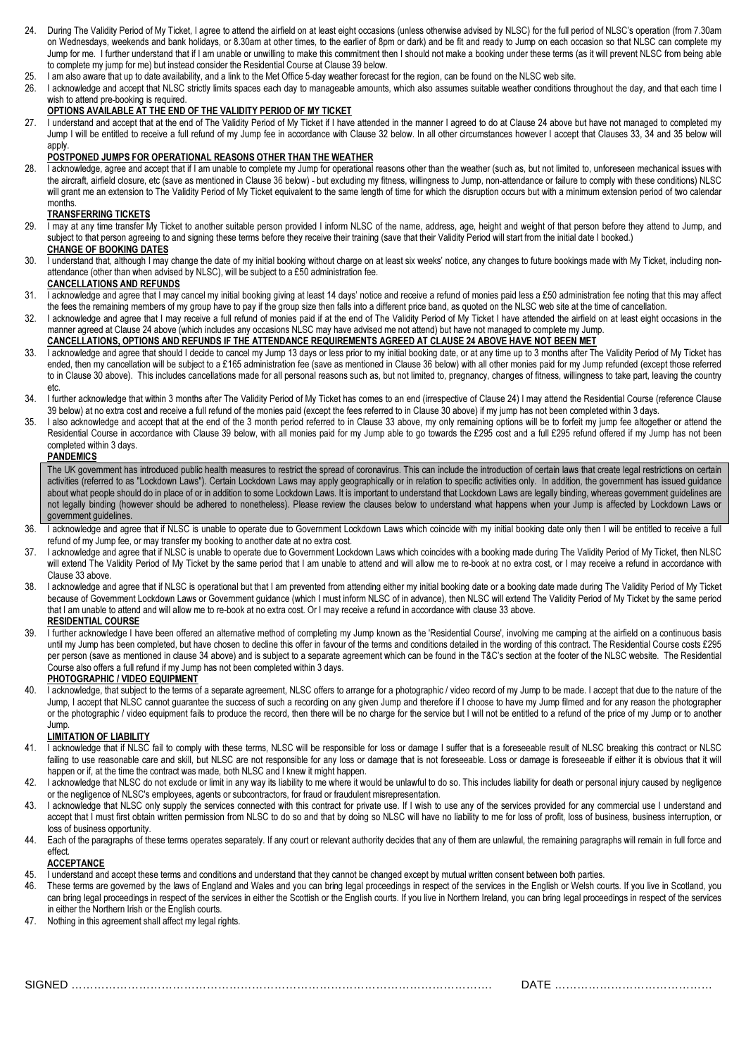24. During The Validity Period of My Ticket, I agree to attend the airfield on at least eight occasions (unless otherwise advised by NLSC) for the full period of NLSC's operation (from 7.30am on Wednesdays, weekends and bank holidays, or 8.30am at other times, to the earlier of 8pm or dark) and be fit and ready to Jump on each occasion so that NLSC can complete my Jump for me. I further understand that if I am unable or unwilling to make this commitment then I should not make a booking under these terms (as it will prevent NLSC from being able to complete my jump for me) but instead consider the Residential Course at Clause 39 below.
25. I am also aware that up to date availability, and a link to the Met Office 5-day weather forecast for the region, can be found on the NLSC web site.
26. I acknowledge and accept that NLSC strictly limits spaces each day to manageable amounts, which also assumes suitable weather conditions throughout the day, and that each time I wish to attend pre-booking is required.

**OPTIONS AVAILABLE AT THE END OF THE VALIDITY PERIOD OF MY TICKET**

27. I understand and accept that at the end of The Validity Period of My Ticket if I have attended in the manner I agreed to do at Clause 24 above but have not managed to completed my Jump I will be entitled to receive a full refund of my Jump fee in accordance with Clause 32 below. In all other circumstances however I accept that Clauses 33, 34 and 35 below will apply.

**POSTPONED JUMPS FOR OPERATIONAL REASONS OTHER THAN THE WEATHER**

28. I acknowledge, agree and accept that if I am unable to complete my Jump for operational reasons other than the weather (such as, but not limited to, unforeseen mechanical issues with the aircraft, airfield closure, etc (save as mentioned in Clause 36 below) - but excluding my fitness, willingness to Jump, non-attendance or failure to comply with these conditions) NLSC will grant me an extension to The Validity Period of My Ticket equivalent to the same length of time for which the disruption occurs but with a minimum extension period of two calendar months.

**TRANSFERRING TICKETS**

29. I may at any time transfer My Ticket to another suitable person provided I inform NLSC of the name, address, age, height and weight of that person before they attend to Jump, and subject to that person agreeing to and signing these terms before they receive their training (save that their Validity Period will start from the initial date I booked.)

**CHANGE OF BOOKING DATES**

30. I understand that, although I may change the date of my initial booking without charge on at least six weeks' notice, any changes to future bookings made with My Ticket, including non-attendance (other than when advised by NLSC), will be subject to a £50 administration fee.

**CANCELLATIONS AND REFUNDS**

31. I acknowledge and agree that I may cancel my initial booking giving at least 14 days' notice and receive a refund of monies paid less a £50 administration fee noting that this may affect the fees the remaining members of my group have to pay if the group size then falls into a different price band, as quoted on the NLSC web site at the time of cancellation.
32. I acknowledge and agree that I may receive a full refund of monies paid if at the end of The Validity Period of My Ticket I have attended the airfield on at least eight occasions in the manner agreed at Clause 24 above (which includes any occasions NLSC may have advised me not attend) but have not managed to complete my Jump.

**CANCELLATIONS, OPTIONS AND REFUNDS IF THE ATTENDANCE REQUIREMENTS AGREED AT CLAUSE 24 ABOVE HAVE NOT BEEN MET**

33. I acknowledge and agree that should I decide to cancel my Jump 13 days or less prior to my initial booking date, or at any time up to 3 months after The Validity Period of My Ticket has ended, then my cancellation will be subject to a £165 administration fee (save as mentioned in Clause 36 below) with all other monies paid for my Jump refunded (except those referred to in Clause 30 above). This includes cancellations made for all personal reasons such as, but not limited to, pregnancy, changes of fitness, willingness to take part, leaving the country etc.
34. I further acknowledge that within 3 months after The Validity Period of My Ticket has comes to an end (irrespective of Clause 24) I may attend the Residential Course (reference Clause 39 below) at no extra cost and receive a full refund of the monies paid (except the fees referred to in Clause 30 above) if my jump has not been completed within 3 days.
35. I also acknowledge and accept that at the end of the 3 month period referred to in Clause 33 above, my only remaining options will be to forfeit my jump fee altogether or attend the Residential Course in accordance with Clause 39 below, with all monies paid for my Jump able to go towards the £295 cost and a full £295 refund offered if my Jump has not been completed within 3 days.

**PANDEMICS**

The UK government has introduced public health measures to restrict the spread of coronavirus. This can include the introduction of certain laws that create legal restrictions on certain activities (referred to as "Lockdown Laws"). Certain Lockdown Laws may apply geographically or in relation to specific activities only. In addition, the government has issued guidance about what people should do in place of or in addition to some Lockdown Laws. It is important to understand that Lockdown Laws are legally binding, whereas government guidelines are not legally binding (however should be adhered to nonetheless). Please review the clauses below to understand what happens when your Jump is affected by Lockdown Laws or government guidelines.

36. I acknowledge and agree that if NLSC is unable to operate due to Government Lockdown Laws which coincide with my initial booking date only then I will be entitled to receive a full refund of my Jump fee, or may transfer my booking to another date at no extra cost.
37. I acknowledge and agree that if NLSC is unable to operate due to Government Lockdown Laws which coincides with a booking made during The Validity Period of My Ticket, then NLSC will extend The Validity Period of My Ticket by the same period that I am unable to attend and will allow me to re-book at no extra cost, or I may receive a refund in accordance with Clause 33 above.
38. I acknowledge and agree that if NLSC is operational but that I am prevented from attending either my initial booking date or a booking date made during The Validity Period of My Ticket because of Government Lockdown Laws or Government guidance (which I must inform NLSC of in advance), then NLSC will extend The Validity Period of My Ticket by the same period that I am unable to attend and will allow me to re-book at no extra cost. Or I may receive a refund in accordance with clause 33 above.

**RESIDENTIAL COURSE**

39. I further acknowledge I have been offered an alternative method of completing my Jump known as the 'Residential Course', involving me camping at the airfield on a continuous basis until my Jump has been completed, but have chosen to decline this offer in favour of the terms and conditions detailed in the wording of this contract. The Residential Course costs £295 per person (save as mentioned in clause 34 above) and is subject to a separate agreement which can be found in the T&C's section at the footer of the NLSC website. The Residential Course also offers a full refund if my Jump has not been completed within 3 days.

**PHOTOGRAPHIC / VIDEO EQUIPMENT**

40. I acknowledge, that subject to the terms of a separate agreement, NLSC offers to arrange for a photographic / video record of my Jump to be made. I accept that due to the nature of the Jump, I accept that NLSC cannot guarantee the success of such a recording on any given Jump and therefore if I choose to have my Jump filmed and for any reason the photographer or the photographic / video equipment fails to produce the record, then there will be no charge for the service but I will not be entitled to a refund of the price of my Jump or to another Jump.

**LIMITATION OF LIABILITY**

41. I acknowledge that if NLSC fail to comply with these terms, NLSC will be responsible for loss or damage I suffer that is a foreseeable result of NLSC breaking this contract or NLSC failing to use reasonable care and skill, but NLSC are not responsible for any loss or damage that is not foreseeable. Loss or damage is foreseeable if either it is obvious that it will happen or if, at the time the contract was made, both NLSC and I knew it might happen.
42. I acknowledge that NLSC do not exclude or limit in any way its liability to me where it would be unlawful to do so. This includes liability for death or personal injury caused by negligence or the negligence of NLSC's employees, agents or subcontractors, for fraud or fraudulent misrepresentation.
43. I acknowledge that NLSC only supply the services connected with this contract for private use. If I wish to use any of the services provided for any commercial use I understand and accept that I must first obtain written permission from NLSC to do so and that by doing so NLSC will have no liability to me for loss of profit, loss of business, business interruption, or loss of business opportunity.
44. Each of the paragraphs of these terms operates separately. If any court or relevant authority decides that any of them are unlawful, the remaining paragraphs will remain in full force and effect.

**ACCEPTANCE**

45. I understand and accept these terms and conditions and understand that they cannot be changed except by mutual written consent between both parties.
46. These terms are governed by the laws of England and Wales and you can bring legal proceedings in respect of the services in the English or Welsh courts. If you live in Scotland, you can bring legal proceedings in respect of the services in either the Scottish or the English courts. If you live in Northern Ireland, you can bring legal proceedings in respect of the services in either the Northern Irish or the English courts.
47. Nothing in this agreement shall affect my legal rights.

SIGNED ………………………………………………………………………………………………… DATE ……………………………………